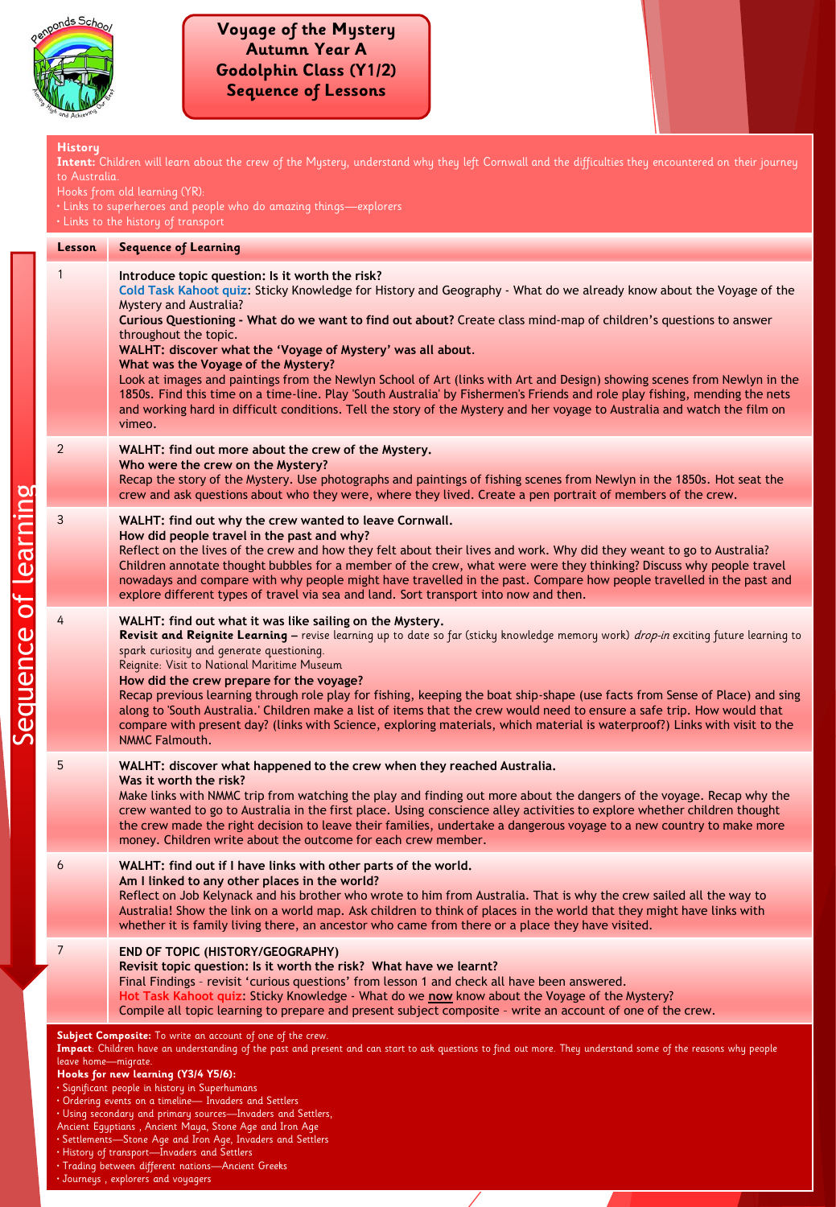Penponds School
Aiming High and Achieving Our Best

# Voyage of the Mystery
## Autumn Year A
## Godolphin Class (Y1/2)
## Sequence of Lessons

**History**
**Intent:** Children will learn about the crew of the Mystery, understand why they left Cornwall and the difficulties they encountered on their journey to Australia.
Hooks from old learning (YR):
- Links to superheroes and people who do amazing things—explorers
- Links to the history of transport

Sequence of learning

| Lesson | Sequence of Learning |
|---|---|
| 1 | **Introduce topic question: Is it worth the risk?** Cold Task Kahoot quiz: Sticky Knowledge for History and Geography - What do we already know about the Voyage of the Mystery and Australia? **Curious Questioning - What do we want to find out about?** Create class mind-map of children's questions to answer throughout the topic. **WALHT: discover what the 'Voyage of Mystery' was all about.** **What was the Voyage of the Mystery?** Look at images and paintings from the Newlyn School of Art (links with Art and Design) showing scenes from Newlyn in the 1850s. Find this time on a time-line. Play 'South Australia' by Fishermen's Friends and role play fishing, mending the nets and working hard in difficult conditions. Tell the story of the Mystery and her voyage to Australia and watch the film on vimeo. |
| 2 | **WALHT: find out more about the crew of the Mystery.** **Who were the crew on the Mystery?** Recap the story of the Mystery. Use photographs and paintings of fishing scenes from Newlyn in the 1850s. Hot seat the crew and ask questions about who they were, where they lived. Create a pen portrait of members of the crew. |
| 3 | **WALHT: find out why the crew wanted to leave Cornwall.** **How did people travel in the past and why?** Reflect on the lives of the crew and how they felt about their lives and work. Why did they weant to go to Australia? Children annotate thought bubbles for a member of the crew, what were were they thinking? Discuss why people travel nowadays and compare with why people might have travelled in the past. Compare how people travelled in the past and explore different types of travel via sea and land. Sort transport into now and then. |
| 4 | **WALHT: find out what it was like sailing on the Mystery.** **Revisit and Reignite Learning –** revise learning up to date so far (sticky knowledge memory work) *drop-in* exciting future learning to spark curiosity and generate questioning. Reignite: Visit to National Maritime Museum **How did the crew prepare for the voyage?** Recap previous learning through role play for fishing, keeping the boat ship-shape (use facts from Sense of Place) and sing along to 'South Australia.' Children make a list of items that the crew would need to ensure a safe trip. How would that compare with present day? (links with Science, exploring materials, which material is waterproof?) Links with visit to the NMMC Falmouth. |
| 5 | **WALHT: discover what happened to the crew when they reached Australia.** **Was it worth the risk?** Make links with NMMC trip from watching the play and finding out more about the dangers of the voyage. Recap why the crew wanted to go to Australia in the first place. Using conscience alley activities to explore whether children thought the crew made the right decision to leave their families, undertake a dangerous voyage to a new country to make more money. Children write about the outcome for each crew member. |
| 6 | **WALHT: find out if I have links with other parts of the world.** **Am I linked to any other places in the world?** Reflect on Job Kelynack and his brother who wrote to him from Australia. That is why the crew sailed all the way to Australia! Show the link on a world map. Ask children to think of places in the world that they might have links with whether it is family living there, an ancestor who came from there or a place they have visited. |
| 7 | **END OF TOPIC (HISTORY/GEOGRAPHY)** **Revisit topic question: Is it worth the risk? What have we learnt?** Final Findings - revisit 'curious questions' from lesson 1 and check all have been answered. Hot Task Kahoot quiz: Sticky Knowledge - What do we **now** know about the Voyage of the Mystery? Compile all topic learning to prepare and present subject composite - write an account of one of the crew. |

**Subject Composite:** To write an account of one of the crew.
**Impact**: Children have an understanding of the past and present and can start to ask questions to find out more. They understand some of the reasons why people leave home—migrate.
**Hooks for new learning (Y3/4 Y5/6):**
- Significant people in history in Superhumans
- Ordering events on a timeline— Invaders and Settlers
- Using secondary and primary sources—Invaders and Settlers, Ancient Egyptians , Ancient Maya, Stone Age and Iron Age
- Settlements—Stone Age and Iron Age, Invaders and Settlers
- History of transport—Invaders and Settlers
- Trading between different nations—Ancient Greeks
- Journeys , explorers and voyagers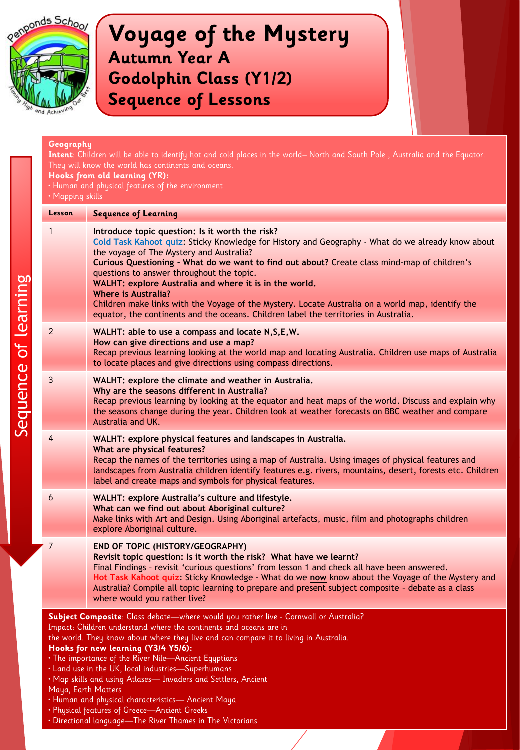# Voyage of the Mystery
## Autumn Year A
## Godolphin Class (Y1/2)
## Sequence of Lessons

Penponds School — Aiming High and Achieving Our Best

**Geography**

**Intent**: Children will be able to identify hot and cold places in the world– North and South Pole , Australia and the Equator. They will know the world has continents and oceans.

**Hooks from old learning (YR):**
- Human and physical features of the environment
- Mapping skills

Sequence of learning

| Lesson | Sequence of Learning |
|---|---|
| 1 | **Introduce topic question: Is it worth the risk?** **Cold Task Kahoot quiz**: Sticky Knowledge for History and Geography - What do we already know about the voyage of The Mystery and Australia? **Curious Questioning - What do we want to find out about?** Create class mind-map of children's questions to answer throughout the topic. **WALHT: explore Australia and where it is in the world.** **Where is Australia?** Children make links with the Voyage of the Mystery. Locate Australia on a world map, identify the equator, the continents and the oceans. Children label the territories in Australia. |
| 2 | **WALHT: able to use a compass and locate N,S,E,W.** **How can give directions and use a map?** Recap previous learning looking at the world map and locating Australia. Children use maps of Australia to locate places and give directions using compass directions. |
| 3 | **WALHT: explore the climate and weather in Australia.** **Why are the seasons different in Australia?** Recap previous learning by looking at the equator and heat maps of the world. Discuss and explain why the seasons change during the year. Children look at weather forecasts on BBC weather and compare Australia and UK. |
| 4 | **WALHT: explore physical features and landscapes in Australia.** **What are physical features?** Recap the names of the territories using a map of Australia. Using images of physical features and landscapes from Australia children identify features e.g. rivers, mountains, desert, forests etc. Children label and create maps and symbols for physical features. |
| 6 | **WALHT: explore Australia's culture and lifestyle.** **What can we find out about Aboriginal culture?** Make links with Art and Design. Using Aboriginal artefacts, music, film and photographs children explore Aboriginal culture. |
| 7 | **END OF TOPIC (HISTORY/GEOGRAPHY)** **Revisit topic question: Is it worth the risk? What have we learnt?** Final Findings - revisit 'curious questions' from lesson 1 and check all have been answered. **Hot Task Kahoot quiz**: Sticky Knowledge - What do we **now** know about the Voyage of the Mystery and Australia? Compile all topic learning to prepare and present subject composite - debate as a class where would you rather live? |

**Subject Composite**: Class debate—where would you rather live - Cornwall or Australia?

Impact: Children understand where the continents and oceans are in the world. They know about where they live and can compare it to living in Australia.

**Hooks for new learning (Y3/4 Y5/6):**
- The importance of the River Nile—Ancient Egyptians
- Land use in the UK, local industries—Superhumans
- Map skills and using Atlases— Invaders and Settlers, Ancient Maya, Earth Matters
- Human and physical characteristics— Ancient Maya
- Physical features of Greece—Ancient Greeks
- Directional language—The River Thames in The Victorians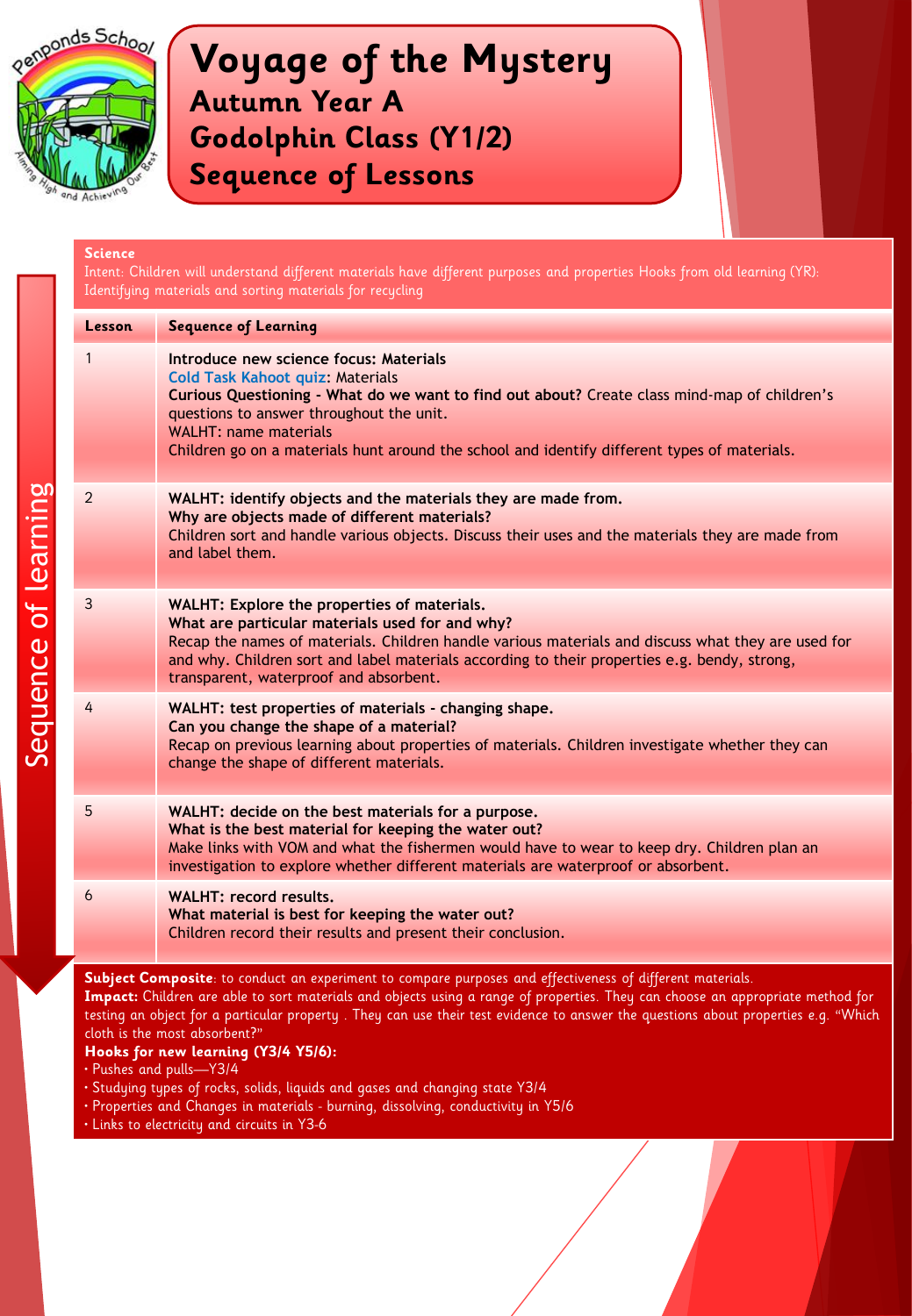# Voyage of the Mystery
## Autumn Year A
## Godolphin Class (Y1/2)
## Sequence of Lessons

**Science**

Intent: Children will understand different materials have different purposes and properties Hooks from old learning (YR): Identifying materials and sorting materials for recycling

| Lesson | Sequence of Learning |
|---|---|
| 1 | **Introduce new science focus: Materials**<br>**Cold Task Kahoot quiz**: Materials<br>**Curious Questioning - What do we want to find out about?** Create class mind-map of children's questions to answer throughout the unit.<br>WALHT: name materials<br>Children go on a materials hunt around the school and identify different types of materials. |
| 2 | **WALHT: identify objects and the materials they are made from.**<br>**Why are objects made of different materials?**<br>Children sort and handle various objects. Discuss their uses and the materials they are made from and label them. |
| 3 | **WALHT: Explore the properties of materials.**<br>**What are particular materials used for and why?**<br>Recap the names of materials. Children handle various materials and discuss what they are used for and why. Children sort and label materials according to their properties e.g. bendy, strong, transparent, waterproof and absorbent. |
| 4 | **WALHT: test properties of materials - changing shape.**<br>**Can you change the shape of a material?**<br>Recap on previous learning about properties of materials. Children investigate whether they can change the shape of different materials. |
| 5 | **WALHT: decide on the best materials for a purpose.**<br>**What is the best material for keeping the water out?**<br>Make links with VOM and what the fishermen would have to wear to keep dry. Children plan an investigation to explore whether different materials are waterproof or absorbent. |
| 6 | **WALHT: record results.**<br>**What material is best for keeping the water out?**<br>Children record their results and present their conclusion. |

**Subject Composite**: to conduct an experiment to compare purposes and effectiveness of different materials.

**Impact:** Children are able to sort materials and objects using a range of properties. They can choose an appropriate method for testing an object for a particular property . They can use their test evidence to answer the questions about properties e.g. "Which cloth is the most absorbent?"

**Hooks for new learning (Y3/4 Y5/6):**

- Pushes and pulls—Y3/4
- Studying types of rocks, solids, liquids and gases and changing state Y3/4
- Properties and Changes in materials - burning, dissolving, conductivity in Y5/6
- Links to electricity and circuits in Y3-6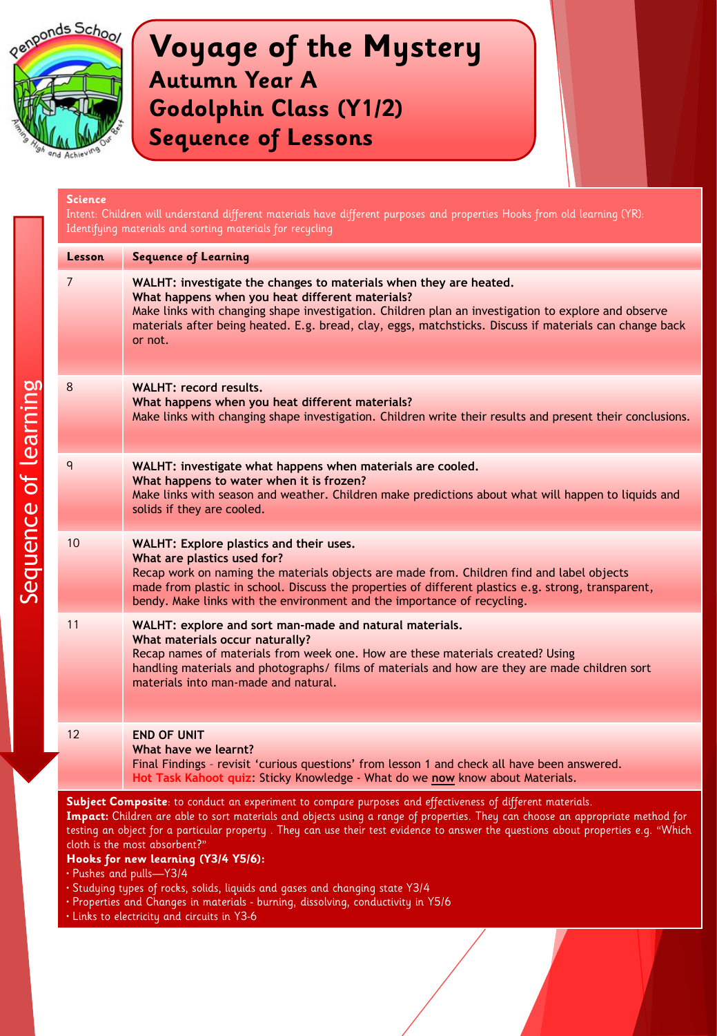Penponds School

# Voyage of the Mystery
## Autumn Year A
## Godolphin Class (Y1/2)
## Sequence of Lessons

Sequence of learning

**Science**

Intent: Children will understand different materials have different purposes and properties Hooks from old learning (YR): Identifying materials and sorting materials for recycling

| Lesson | Sequence of Learning |
|---|---|
| 7 | **WALHT: investigate the changes to materials when they are heated.** **What happens when you heat different materials?** Make links with changing shape investigation. Children plan an investigation to explore and observe materials after being heated. E.g. bread, clay, eggs, matchsticks. Discuss if materials can change back or not. |
| 8 | **WALHT: record results.** **What happens when you heat different materials?** Make links with changing shape investigation. Children write their results and present their conclusions. |
| 9 | **WALHT: investigate what happens when materials are cooled.** **What happens to water when it is frozen?** Make links with season and weather. Children make predictions about what will happen to liquids and solids if they are cooled. |
| 10 | **WALHT: Explore plastics and their uses.** **What are plastics used for?** Recap work on naming the materials objects are made from. Children find and label objects made from plastic in school. Discuss the properties of different plastics e.g. strong, transparent, bendy. Make links with the environment and the importance of recycling. |
| 11 | **WALHT: explore and sort man-made and natural materials.** **What materials occur naturally?** Recap names of materials from week one. How are these materials created? Using handling materials and photographs/ films of materials and how are they are made children sort materials into man-made and natural. |
| 12 | **END OF UNIT** **What have we learnt?** Final Findings - revisit 'curious questions' from lesson 1 and check all have been answered. **Hot Task Kahoot quiz**: Sticky Knowledge - What do we **now** know about Materials. |

**Subject Composite**: to conduct an experiment to compare purposes and effectiveness of different materials.

**Impact:** Children are able to sort materials and objects using a range of properties. They can choose an appropriate method for testing an object for a particular property . They can use their test evidence to answer the questions about properties e.g. "Which cloth is the most absorbent?"

**Hooks for new learning (Y3/4 Y5/6):**

- Pushes and pulls—Y3/4
- Studying types of rocks, solids, liquids and gases and changing state Y3/4
- Properties and Changes in materials - burning, dissolving, conductivity in Y5/6
- Links to electricity and circuits in Y3-6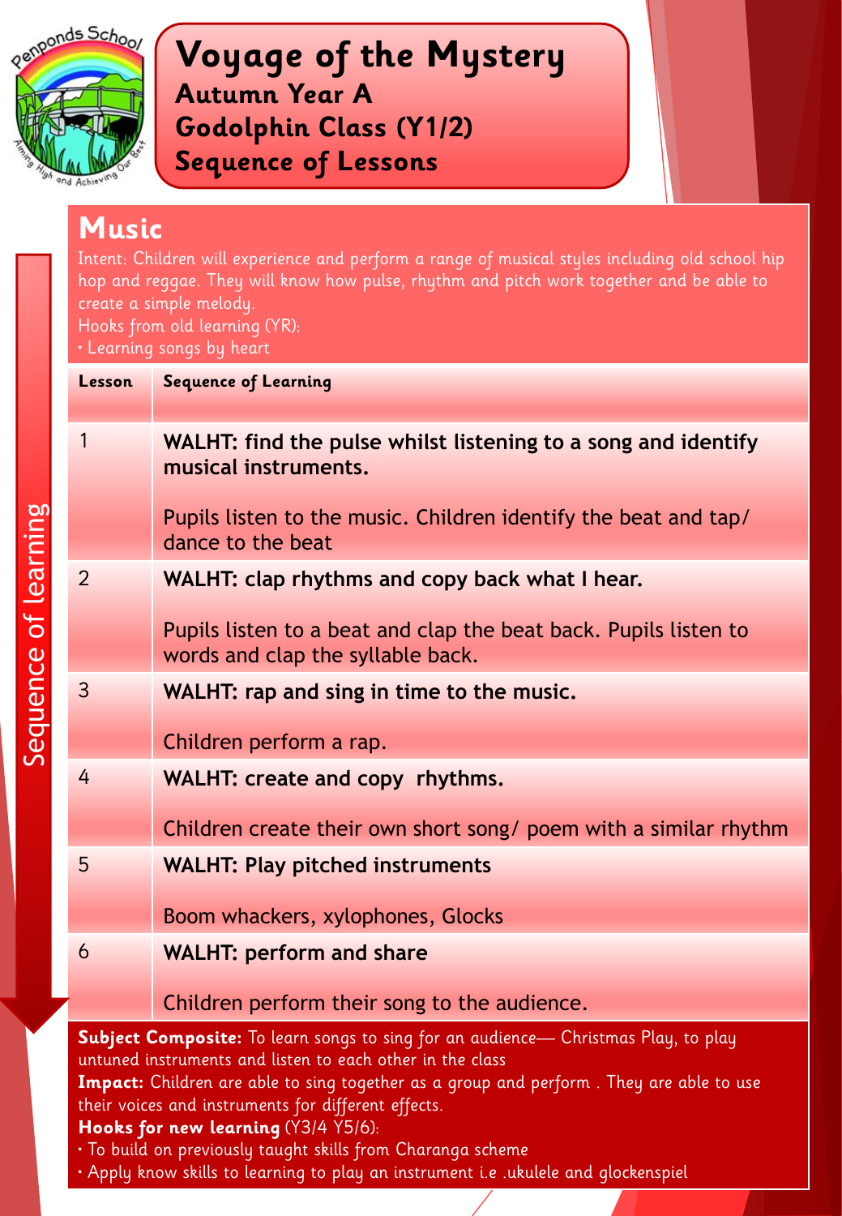# Voyage of the Mystery

## Autumn Year A

## Godolphin Class (Y1/2)

## Sequence of Lessons

## Music

Intent: Children will experience and perform a range of musical styles including old school hip hop and reggae. They will know how pulse, rhythm and pitch work together and be able to create a simple melody.

Hooks from old learning (YR):

- Learning songs by heart

Sequence of learning

| Lesson | Sequence of Learning |
|---|---|
| 1 | **WALHT: find the pulse whilst listening to a song and identify musical instruments.**<br><br>Pupils listen to the music. Children identify the beat and tap/ dance to the beat |
| 2 | **WALHT: clap rhythms and copy back what I hear.**<br><br>Pupils listen to a beat and clap the beat back. Pupils listen to words and clap the syllable back. |
| 3 | **WALHT: rap and sing in time to the music.**<br><br>Children perform a rap. |
| 4 | **WALHT: create and copy rhythms.**<br><br>Children create their own short song/ poem with a similar rhythm |
| 5 | **WALHT: Play pitched instruments**<br><br>Boom whackers, xylophones, Glocks |
| 6 | **WALHT: perform and share**<br><br>Children perform their song to the audience. |

**Subject Composite:** To learn songs to sing for an audience— Christmas Play, to play untuned instruments and listen to each other in the class

**Impact:** Children are able to sing together as a group and perform . They are able to use their voices and instruments for different effects.

**Hooks for new learning** (Y3/4 Y5/6):

- To build on previously taught skills from Charanga scheme
- Apply know skills to learning to play an instrument i.e .ukulele and glockenspiel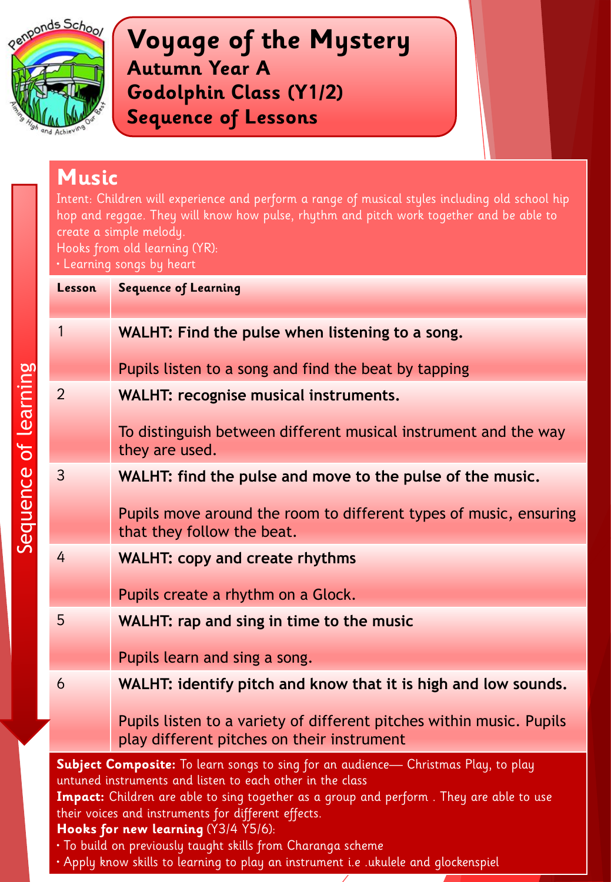# Voyage of the Mystery

**Autumn Year A**

**Godolphin Class (Y1/2)**

**Sequence of Lessons**

## Music

Intent: Children will experience and perform a range of musical styles including old school hip hop and reggae. They will know how pulse, rhythm and pitch work together and be able to create a simple melody.

Hooks from old learning (YR):

- Learning songs by heart

Sequence of learning

| Lesson | Sequence of Learning |
|---|---|
| 1 | **WALHT: Find the pulse when listening to a song.**<br><br>Pupils listen to a song and find the beat by tapping |
| 2 | **WALHT: recognise musical instruments.**<br><br>To distinguish between different musical instrument and the way they are used. |
| 3 | **WALHT: find the pulse and move to the pulse of the music.**<br><br>Pupils move around the room to different types of music, ensuring that they follow the beat. |
| 4 | **WALHT: copy and create rhythms**<br><br>Pupils create a rhythm on a Glock. |
| 5 | **WALHT: rap and sing in time to the music**<br><br>Pupils learn and sing a song. |
| 6 | **WALHT: identify pitch and know that it is high and low sounds.**<br><br>Pupils listen to a variety of different pitches within music. Pupils play different pitches on their instrument |

**Subject Composite:** To learn songs to sing for an audience— Christmas Play, to play untuned instruments and listen to each other in the class

**Impact:** Children are able to sing together as a group and perform . They are able to use their voices and instruments for different effects.

**Hooks for new learning** (Y3/4 Y5/6):

- To build on previously taught skills from Charanga scheme
- Apply know skills to learning to play an instrument i.e .ukulele and glockenspiel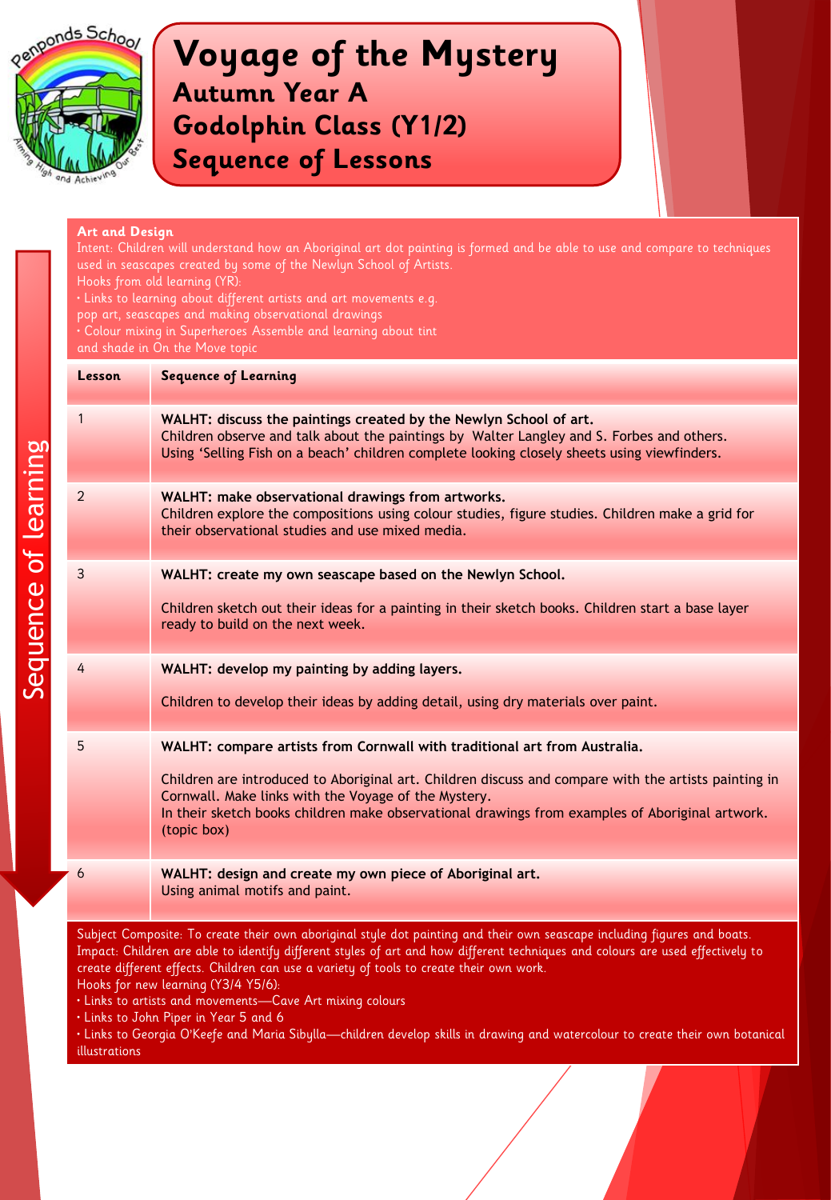# Voyage of the Mystery
## Autumn Year A
## Godolphin Class (Y1/2)
## Sequence of Lessons

**Art and Design**

Intent: Children will understand how an Aboriginal art dot painting is formed and be able to use and compare to techniques used in seascapes created by some of the Newlyn School of Artists.

Hooks from old learning (YR):

- Links to learning about different artists and art movements e.g. pop art, seascapes and making observational drawings
- Colour mixing in Superheroes Assemble and learning about tint and shade in On the Move topic

Sequence of learning

| Lesson | Sequence of Learning |
|---|---|
| 1 | **WALHT: discuss the paintings created by the Newlyn School of art.** Children observe and talk about the paintings by Walter Langley and S. Forbes and others. Using 'Selling Fish on a beach' children complete looking closely sheets using viewfinders. |
| 2 | **WALHT: make observational drawings from artworks.** Children explore the compositions using colour studies, figure studies. Children make a grid for their observational studies and use mixed media. |
| 3 | **WALHT: create my own seascape based on the Newlyn School.** Children sketch out their ideas for a painting in their sketch books. Children start a base layer ready to build on the next week. |
| 4 | **WALHT: develop my painting by adding layers.** Children to develop their ideas by adding detail, using dry materials over paint. |
| 5 | **WALHT: compare artists from Cornwall with traditional art from Australia.** Children are introduced to Aboriginal art. Children discuss and compare with the artists painting in Cornwall. Make links with the Voyage of the Mystery. In their sketch books children make observational drawings from examples of Aboriginal artwork. (topic box) |
| 6 | **WALHT: design and create my own piece of Aboriginal art.** Using animal motifs and paint. |

Subject Composite: To create their own aboriginal style dot painting and their own seascape including figures and boats.

Impact: Children are able to identify different styles of art and how different techniques and colours are used effectively to create different effects. Children can use a variety of tools to create their own work.

Hooks for new learning (Y3/4 Y5/6):

- Links to artists and movements—Cave Art mixing colours
- Links to John Piper in Year 5 and 6
- Links to Georgia O'Keefe and Maria Sibylla—children develop skills in drawing and watercolour to create their own botanical illustrations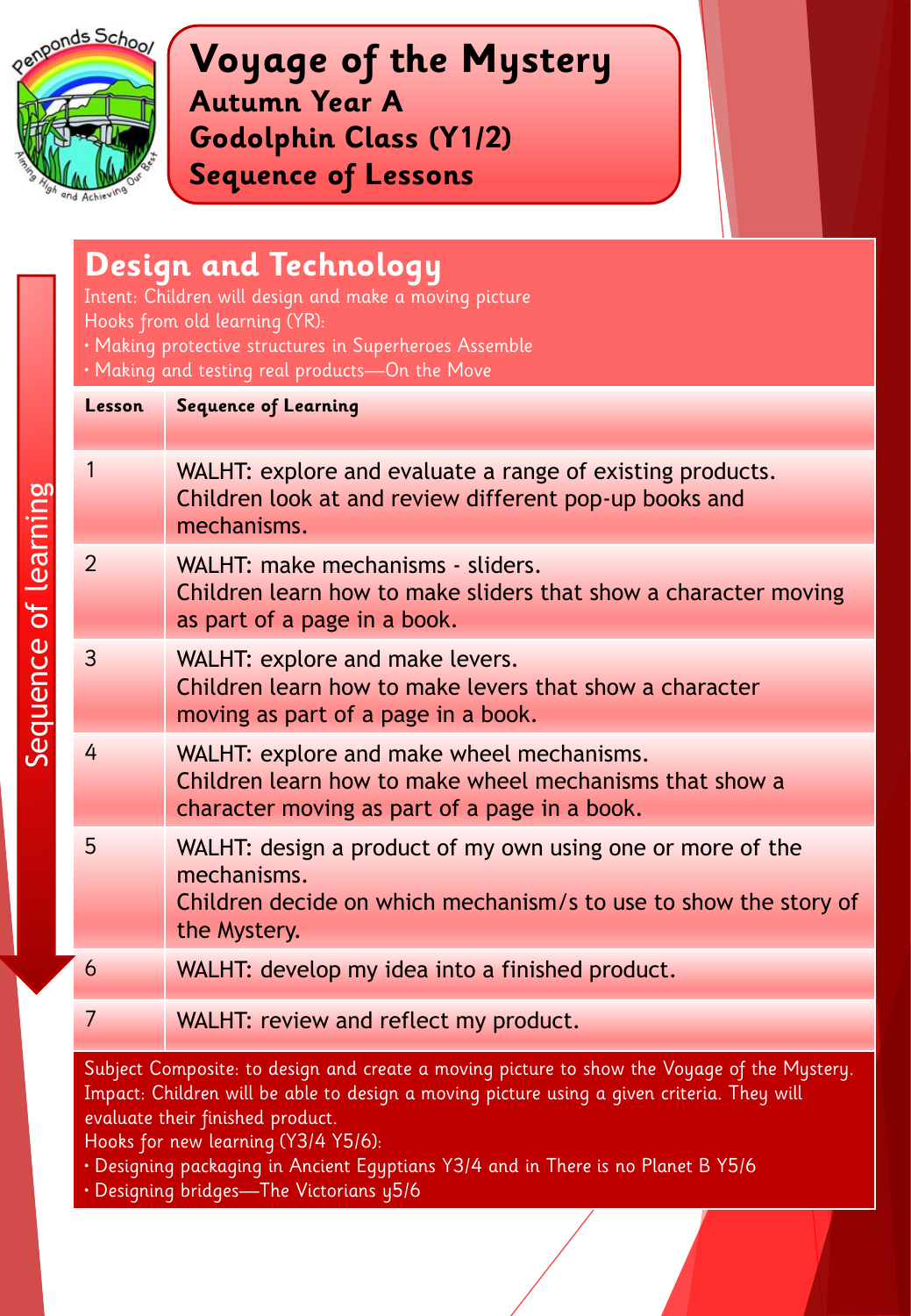# Voyage of the Mystery
## Autumn Year A
## Godolphin Class (Y1/2)
## Sequence of Lessons

## Design and Technology

Intent: Children will design and make a moving picture

Hooks from old learning (YR):

- Making protective structures in Superheroes Assemble
- Making and testing real products—On the Move

Sequence of learning

| Lesson | Sequence of Learning |
|---|---|
| 1 | WALHT: explore and evaluate a range of existing products. Children look at and review different pop-up books and mechanisms. |
| 2 | WALHT: make mechanisms - sliders. Children learn how to make sliders that show a character moving as part of a page in a book. |
| 3 | WALHT: explore and make levers. Children learn how to make levers that show a character moving as part of a page in a book. |
| 4 | WALHT: explore and make wheel mechanisms. Children learn how to make wheel mechanisms that show a character moving as part of a page in a book. |
| 5 | WALHT: design a product of my own using one or more of the mechanisms. Children decide on which mechanism/s to use to show the story of the Mystery. |
| 6 | WALHT: develop my idea into a finished product. |
| 7 | WALHT: review and reflect my product. |

Subject Composite: to design and create a moving picture to show the Voyage of the Mystery.

Impact: Children will be able to design a moving picture using a given criteria. They will evaluate their finished product.

Hooks for new learning (Y3/4 Y5/6):

- Designing packaging in Ancient Egyptians Y3/4 and in There is no Planet B Y5/6
- Designing bridges—The Victorians y5/6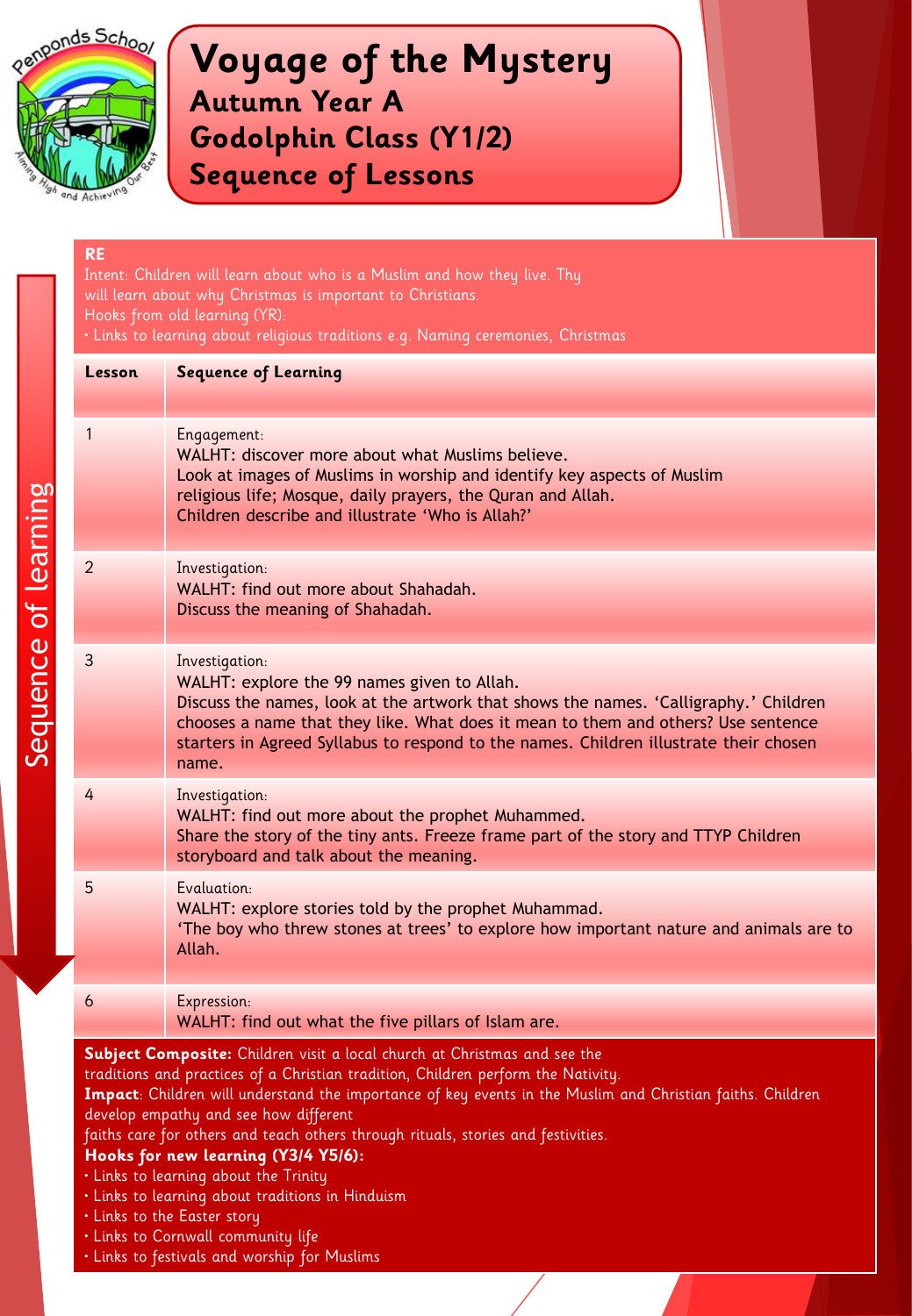# Voyage of the Mystery
## Autumn Year A
## Godolphin Class (Y1/2)
## Sequence of Lessons

**RE**

Intent: Children will learn about who is a Muslim and how they live. Thy will learn about why Christmas is important to Christians.

Hooks from old learning (YR):
- Links to learning about religious traditions e.g. Naming ceremonies, Christmas

Sequence of learning

| Lesson | Sequence of Learning |
|---|---|
| 1 | Engagement:<br>WALHT: discover more about what Muslims believe.<br>Look at images of Muslims in worship and identify key aspects of Muslim religious life; Mosque, daily prayers, the Quran and Allah.<br>Children describe and illustrate 'Who is Allah?' |
| 2 | Investigation:<br>WALHT: find out more about Shahadah.<br>Discuss the meaning of Shahadah. |
| 3 | Investigation:<br>WALHT: explore the 99 names given to Allah.<br>Discuss the names, look at the artwork that shows the names. 'Calligraphy.' Children chooses a name that they like. What does it mean to them and others? Use sentence starters in Agreed Syllabus to respond to the names. Children illustrate their chosen name. |
| 4 | Investigation:<br>WALHT: find out more about the prophet Muhammed.<br>Share the story of the tiny ants. Freeze frame part of the story and TTYP Children storyboard and talk about the meaning. |
| 5 | Evaluation:<br>WALHT: explore stories told by the prophet Muhammad.<br>'The boy who threw stones at trees' to explore how important nature and animals are to Allah. |
| 6 | Expression:<br>WALHT: find out what the five pillars of Islam are. |

**Subject Composite:** Children visit a local church at Christmas and see the traditions and practices of a Christian tradition, Children perform the Nativity.

**Impact**: Children will understand the importance of key events in the Muslim and Christian faiths. Children develop empathy and see how different faiths care for others and teach others through rituals, stories and festivities.

**Hooks for new learning (Y3/4 Y5/6):**
- Links to learning about the Trinity
- Links to learning about traditions in Hinduism
- Links to the Easter story
- Links to Cornwall community life
- Links to festivals and worship for Muslims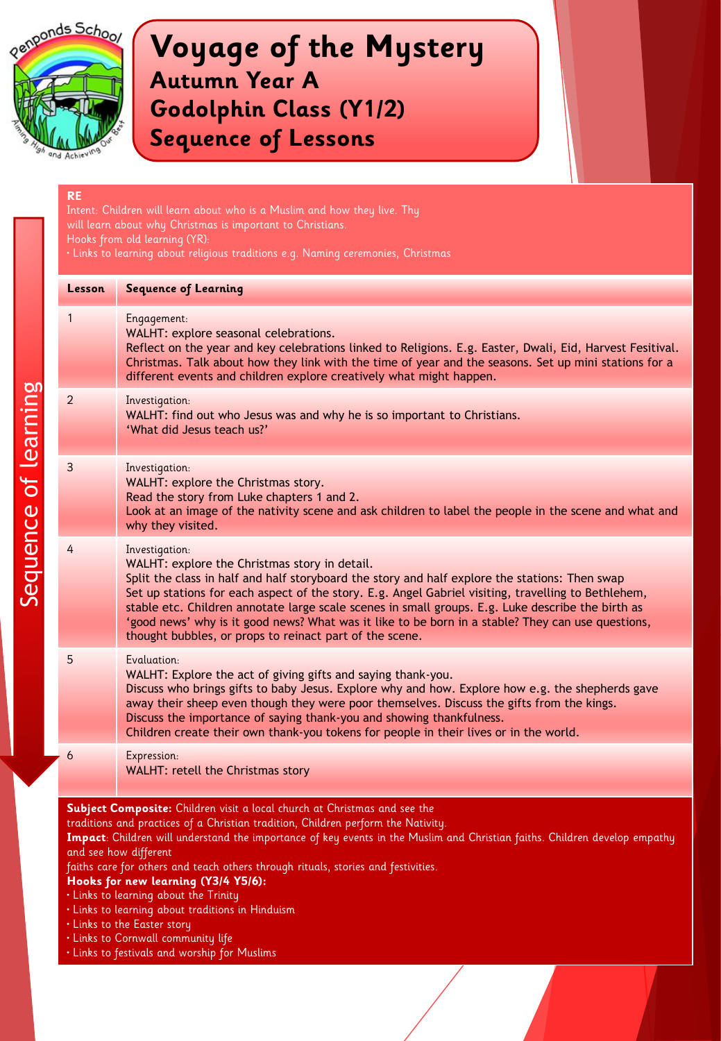# Voyage of the Mystery
## Autumn Year A
## Godolphin Class (Y1/2)
## Sequence of Lessons

Sequence of learning

**RE**

Intent: Children will learn about who is a Muslim and how they live. Thy will learn about why Christmas is important to Christians.

Hooks from old learning (YR):

• Links to learning about religious traditions e.g. Naming ceremonies, Christmas

| Lesson | Sequence of Learning |
|---|---|
| 1 | Engagement:<br>WALHT: explore seasonal celebrations.<br>Reflect on the year and key celebrations linked to Religions. E.g. Easter, Dwali, Eid, Harvest Fesitival. Christmas. Talk about how they link with the time of year and the seasons. Set up mini stations for a different events and children explore creatively what might happen. |
| 2 | Investigation:<br>WALHT: find out who Jesus was and why he is so important to Christians.<br>'What did Jesus teach us?' |
| 3 | Investigation:<br>WALHT: explore the Christmas story.<br>Read the story from Luke chapters 1 and 2.<br>Look at an image of the nativity scene and ask children to label the people in the scene and what and why they visited. |
| 4 | Investigation:<br>WALHT: explore the Christmas story in detail.<br>Split the class in half and half storyboard the story and half explore the stations: Then swap<br>Set up stations for each aspect of the story. E.g. Angel Gabriel visiting, travelling to Bethlehem, stable etc. Children annotate large scale scenes in small groups. E.g. Luke describe the birth as 'good news' why is it good news? What was it like to be born in a stable? They can use questions, thought bubbles, or props to reinact part of the scene. |
| 5 | Evaluation:<br>WALHT: Explore the act of giving gifts and saying thank-you.<br>Discuss who brings gifts to baby Jesus. Explore why and how. Explore how e.g. the shepherds gave away their sheep even though they were poor themselves. Discuss the gifts from the kings.<br>Discuss the importance of saying thank-you and showing thankfulness.<br>Children create their own thank-you tokens for people in their lives or in the world. |
| 6 | Expression:<br>WALHT: retell the Christmas story |

**Subject Composite:** Children visit a local church at Christmas and see the traditions and practices of a Christian tradition, Children perform the Nativity.

**Impact**: Children will understand the importance of key events in the Muslim and Christian faiths. Children develop empathy and see how different faiths care for others and teach others through rituals, stories and festivities.

**Hooks for new learning (Y3/4 Y5/6):**

• Links to learning about the Trinity
• Links to learning about traditions in Hinduism
• Links to the Easter story
• Links to Cornwall community life
• Links to festivals and worship for Muslims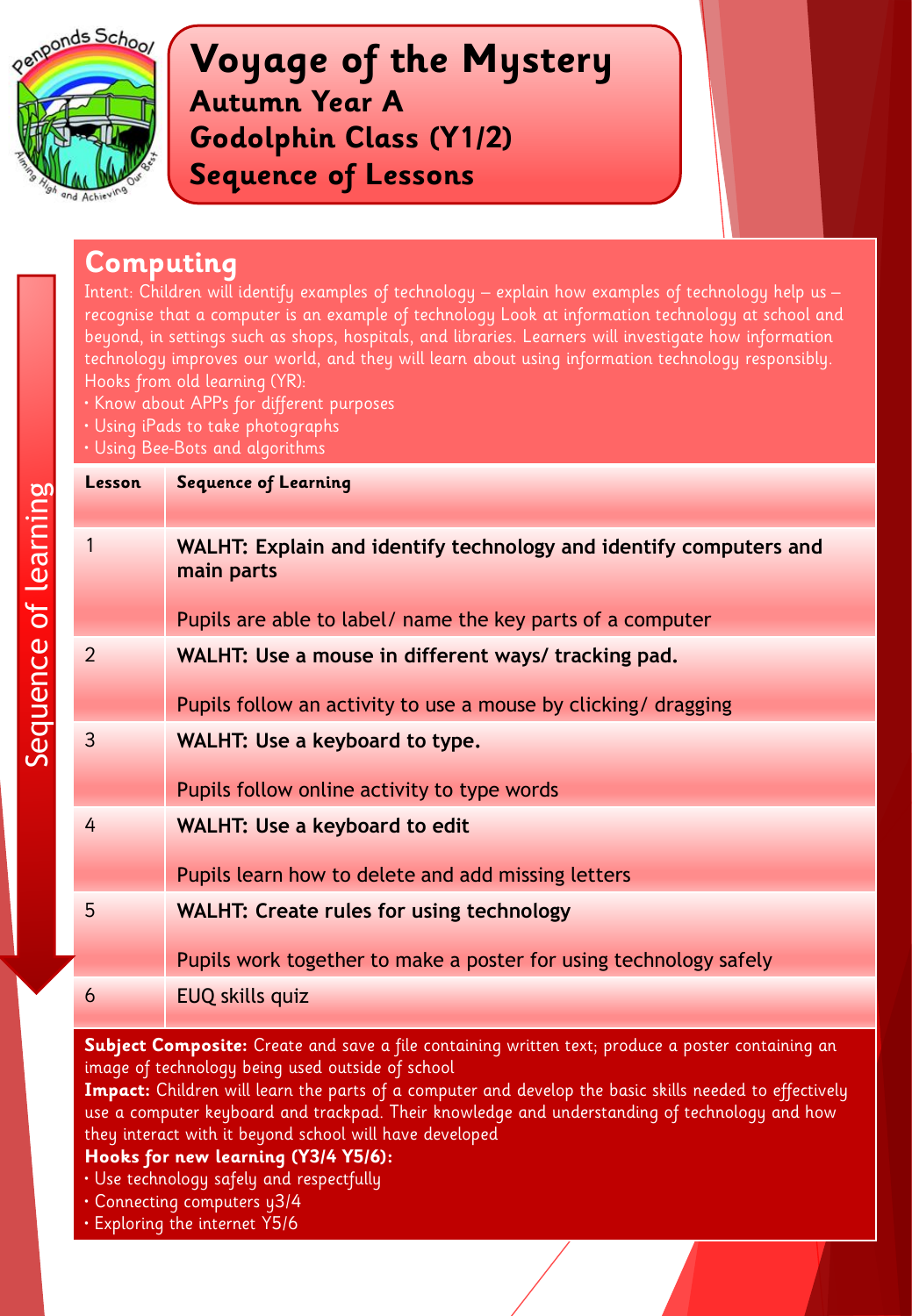# Voyage of the Mystery
## Autumn Year A
## Godolphin Class (Y1/2)
## Sequence of Lessons

## Computing

Intent: Children will identify examples of technology – explain how examples of technology help us – recognise that a computer is an example of technology Look at information technology at school and beyond, in settings such as shops, hospitals, and libraries. Learners will investigate how information technology improves our world, and they will learn about using information technology responsibly.

Hooks from old learning (YR):

- Know about APPs for different purposes
- Using iPads to take photographs
- Using Bee-Bots and algorithms

Sequence of learning

| Lesson | Sequence of Learning |
|---|---|
| 1 | **WALHT: Explain and identify technology and identify computers and main parts**<br><br>Pupils are able to label/ name the key parts of a computer |
| 2 | **WALHT: Use a mouse in different ways/ tracking pad.**<br><br>Pupils follow an activity to use a mouse by clicking/ dragging |
| 3 | **WALHT: Use a keyboard to type.**<br><br>Pupils follow online activity to type words |
| 4 | **WALHT: Use a keyboard to edit**<br><br>Pupils learn how to delete and add missing letters |
| 5 | **WALHT: Create rules for using technology**<br><br>Pupils work together to make a poster for using technology safely |
| 6 | EUQ skills quiz |

**Subject Composite:** Create and save a file containing written text; produce a poster containing an image of technology being used outside of school

**Impact:** Children will learn the parts of a computer and develop the basic skills needed to effectively use a computer keyboard and trackpad. Their knowledge and understanding of technology and how they interact with it beyond school will have developed

**Hooks for new learning (Y3/4 Y5/6):**

- Use technology safely and respectfully
- Connecting computers y3/4
- Exploring the internet Y5/6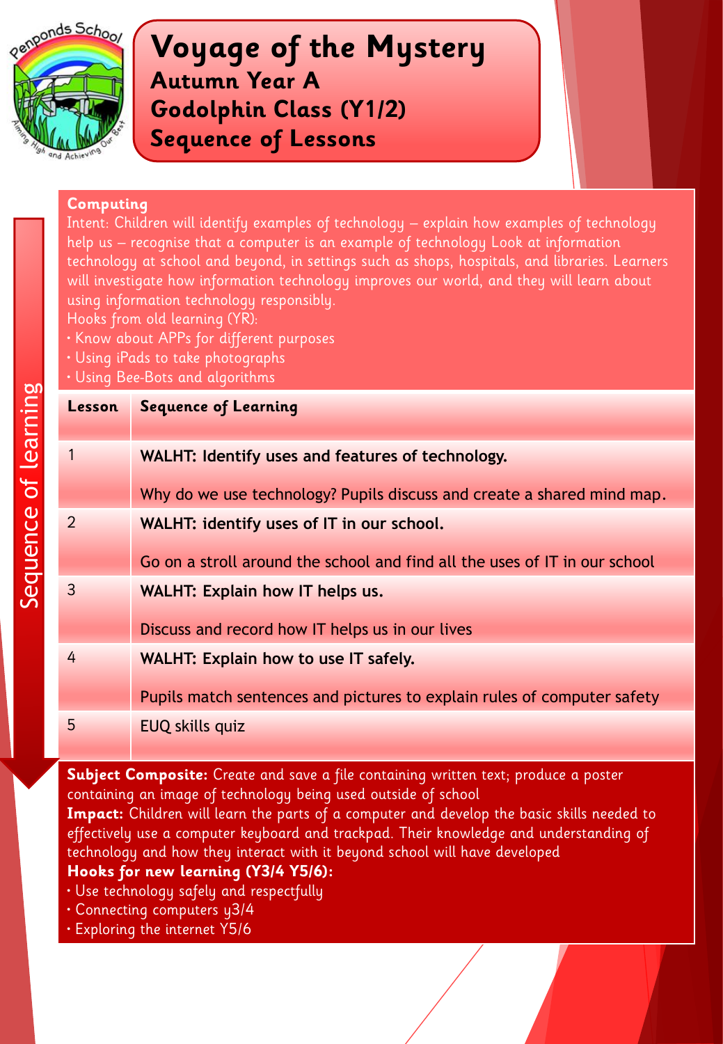# Voyage of the Mystery
## Autumn Year A
## Godolphin Class (Y1/2)
## Sequence of Lessons

Sequence of learning

**Computing**

Intent: Children will identify examples of technology – explain how examples of technology help us – recognise that a computer is an example of technology Look at information technology at school and beyond, in settings such as shops, hospitals, and libraries. Learners will investigate how information technology improves our world, and they will learn about using information technology responsibly.

Hooks from old learning (YR):

- Know about APPs for different purposes
- Using iPads to take photographs
- Using Bee-Bots and algorithms

| Lesson | Sequence of Learning |
|---|---|
| 1 | **WALHT: Identify uses and features of technology.**<br><br>Why do we use technology? Pupils discuss and create a shared mind map. |
| 2 | **WALHT: identify uses of IT in our school.**<br><br>Go on a stroll around the school and find all the uses of IT in our school |
| 3 | **WALHT: Explain how IT helps us.**<br><br>Discuss and record how IT helps us in our lives |
| 4 | **WALHT: Explain how to use IT safely.**<br><br>Pupils match sentences and pictures to explain rules of computer safety |
| 5 | EUQ skills quiz |

**Subject Composite:** Create and save a file containing written text; produce a poster containing an image of technology being used outside of school

**Impact:** Children will learn the parts of a computer and develop the basic skills needed to effectively use a computer keyboard and trackpad. Their knowledge and understanding of technology and how they interact with it beyond school will have developed

**Hooks for new learning (Y3/4 Y5/6):**

- Use technology safely and respectfully
- Connecting computers y3/4
- Exploring the internet Y5/6